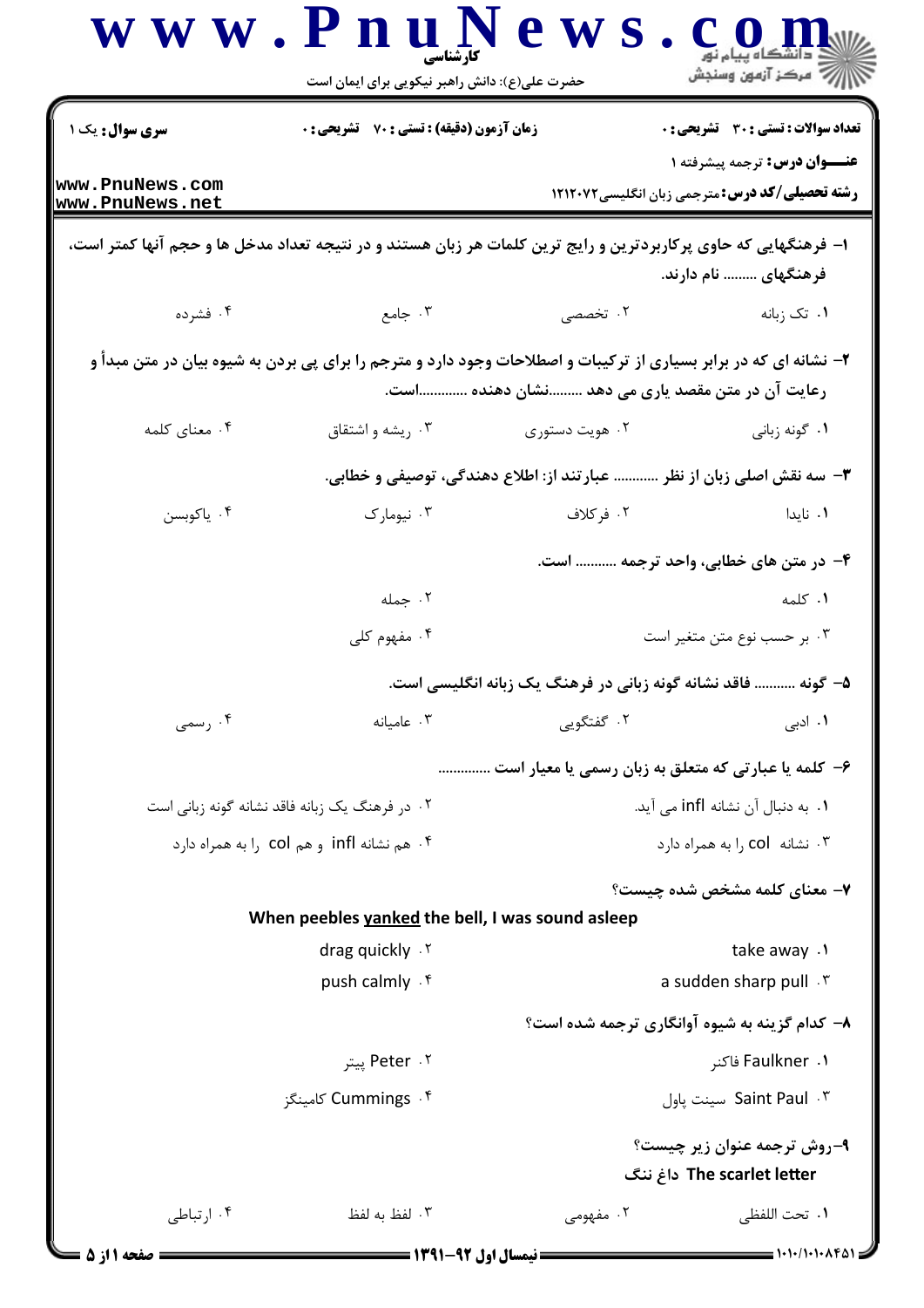**سری سوال:** یک ۱ | **زمان آزمون (دقیقه) : تستی : ۷۰ تشریحی : ۰** | **تعداد سوالات : تستی : ۳۰ تشریحی : ۰**

**عنـــوان درس:** ترجمه پیشرفته ۱

**رشته تحصیلی/کد درس:** مترجمی زبان انگلیسی۱۲۱۲۰۷۲

۱- فرهنگهایی که حاوی پرکاربردترین و رایج ترین کلمات هر زبان هستند و در نتیجه تعداد مدخل ها و حجم آنها کمتر است، فرهنگهای ......... نام دارند.

۱. تک زبانه
۲. تخصصی
۳. جامع
۴. فشرده

۲- نشانه ای که در برابر بسیاری از ترکیبات و اصطلاحات وجود دارد و مترجم را برای پی بردن به شیوه بیان در متن مبدأ و رعایت آن در متن مقصد یاری می دهد .........نشان دهنده .............است.

۱. گونه زبانی
۲. هویت دستوری
۳. ریشه و اشتقاق
۴. معنای کلمه

۳- سه نقش اصلی زبان از نظر ............ عبارتند از: اطلاع دهندگی، توصیفی و خطابی.

۱. نایدا
۲. فرکلاف
۳. نیومارک
۴. یاکوبسن

۴- در متن های خطابی، واحد ترجمه ........... است.

۱. کلمه
۲. جمله
۳. بر حسب نوع متن متغیر است
۴. مفهوم کلی

۵- گونه ........... فاقد نشانه گونه زبانی در فرهنگ یک زبانه انگلیسی است.

۱. ادبی
۲. گفتگویی
۳. عامیانه
۴. رسمی

۶- کلمه یا عبارتی که متعلق به زبان رسمی یا معیار است ..............

۱. به دنبال آن نشانه infl می آید.
۲. در فرهنگ یک زبانه فاقد نشانه گونه زبانی است
۳. نشانه col را به همراه دارد
۴. هم نشانه infl و هم col را به همراه دارد

۷- معنای کلمه مشخص شده چیست؟

When peebles <u>yanked</u> the bell, I was sound asleep

۱. take away
۲. drag quickly
۳. a sudden sharp pull
۴. push calmly

۸- کدام گزینه به شیوه آوانگاری ترجمه شده است؟

۱. Faulkner فاکنر
۲. Peter پیتر
۳. Saint Paul سینت پاول
۴. Cummings کامینگز

۹-روش ترجمه عنوان زیر چیست؟

The scarlet letter داغ ننگ

۱. تحت اللفظی
۲. مفهومی
۳. لفظ به لفظ
۴. ارتباطی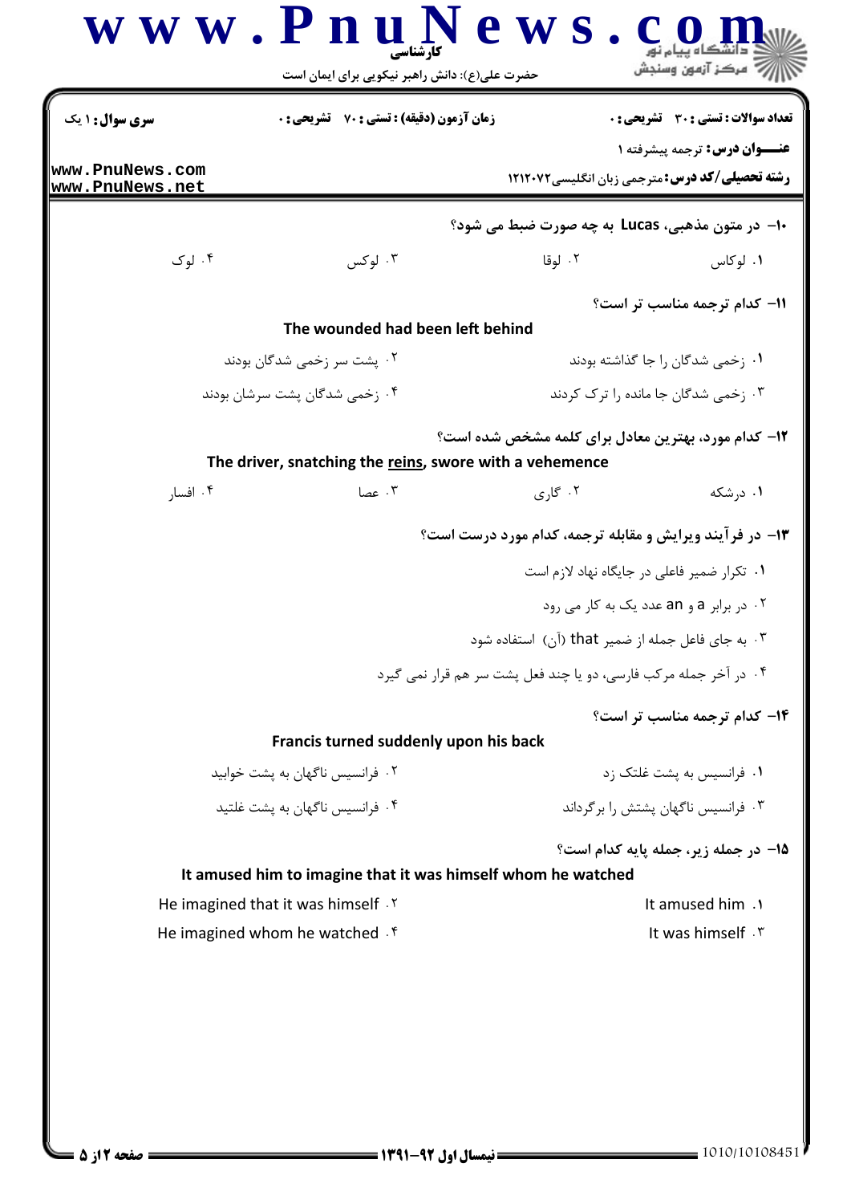۱۰- در متون مذهبی، Lucas به چه صورت ضبط می شود؟

۱. لوکاس
۲. لوقا
۳. لوکس
۴. لوک

۱۱- کدام ترجمه مناسب تر است؟

The wounded had been left behind

۱. زخمی شدگان را جا گذاشته بودند
۲. پشت سر زخمی شدگان بودند
۳. زخمی شدگان جا مانده را ترک کردند
۴. زخمی شدگان پشت سرشان بودند

۱۲- کدام مورد، بهترین معادل برای کلمه مشخص شده است؟

The driver, snatching the reins, swore with a vehemence

۱. درشکه
۲. گاری
۳. عصا
۴. افسار

۱۳- در فرآیند ویرایش و مقابله ترجمه، کدام مورد درست است؟

۱. تکرار ضمیر فاعلی در جایگاه نهاد لازم است
۲. در برابر a و an عدد یک به کار می رود
۳. به جای فاعل جمله از ضمیر that (آن) استفاده شود
۴. در آخر جمله مرکب فارسی، دو یا چند فعل پشت سر هم قرار نمی گیرد

۱۴- کدام ترجمه مناسب تر است؟

Francis turned suddenly upon his back

۱. فرانسیس به پشت غلتک زد
۲. فرانسیس ناگهان به پشت خوابید
۳. فرانسیس ناگهان پشتش را برگرداند
۴. فرانسیس ناگهان به پشت غلتید

۱۵- در جمله زیر، جمله پایه کدام است؟

It amused him to imagine that it was himself whom he watched

۱. It amused him
۲. He imagined that it was himself
۳. It was himself
۴. He imagined whom he watched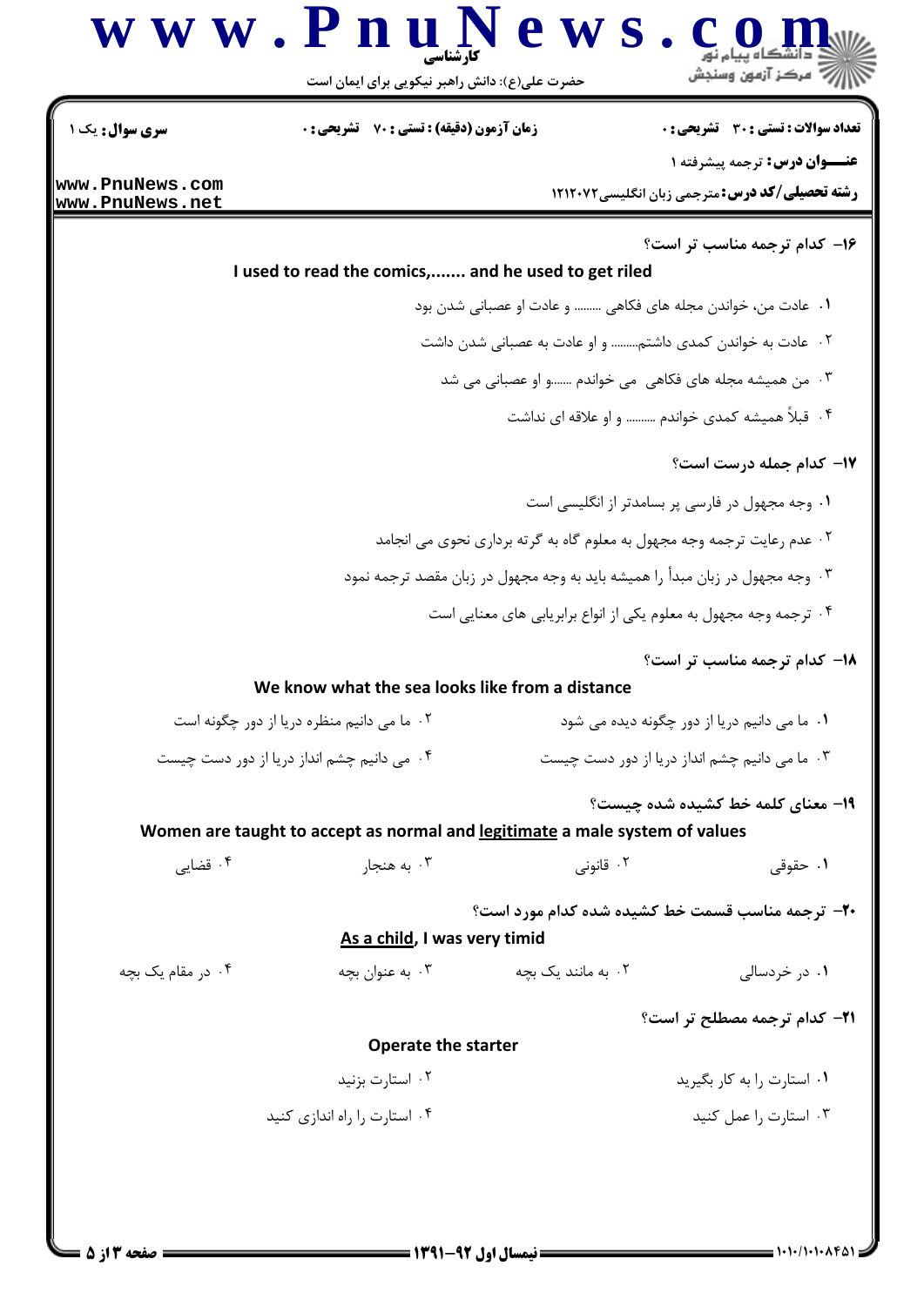۱۶- کدام ترجمه مناسب تر است؟

I used to read the comics,....... and he used to get riled

۱. عادت من، خواندن مجله های فکاهی ........ و عادت او عصبانی شدن بود

۲. عادت به خواندن کمدی داشتم........ و او عادت به عصبانی شدن داشت

۳. من همیشه مجله های فکاهی می خواندم ......و او عصبانی می شد

۴. قبلاً همیشه کمدی خواندم ......... و او علاقه ای نداشت

۱۷- کدام جمله درست است؟

۱. وجه مجهول در فارسی پر بسامدتر از انگلیسی است

۲. عدم رعایت ترجمه وجه مجهول به معلوم گاه به گرته برداری نحوی می انجامد

۳. وجه مجهول در زبان مبدأ را همیشه باید به وجه مجهول در زبان مقصد ترجمه نمود

۴. ترجمه وجه مجهول به معلوم یکی از انواع برابریابی های معنایی است

۱۸- کدام ترجمه مناسب تر است؟

We know what the sea looks like from a distance

۱. ما می دانیم دریا از دور چگونه دیده می شود

۲. ما می دانیم منظره دریا از دور چگونه است

۳. ما می دانیم چشم انداز دریا از دور دست چیست

۴. می دانیم چشم انداز دریا از دور دست چیست

۱۹- معنای کلمه خط کشیده شده چیست؟

Women are taught to accept as normal and legitimate a male system of values

۱. حقوقی

۲. قانونی

۳. به هنجار

۴. قضایی

۲۰- ترجمه مناسب قسمت خط کشیده شده کدام مورد است؟

As a child, I was very timid

۱. در خردسالی

۲. به مانند یک بچه

۳. به عنوان بچه

۴. در مقام یک بچه

۲۱- کدام ترجمه مصطلح تر است؟

Operate the starter

۱. استارت را به کار بگیرید

۲. استارت بزنید

۳. استارت را عمل کنید

۴. استارت را راه اندازی کنید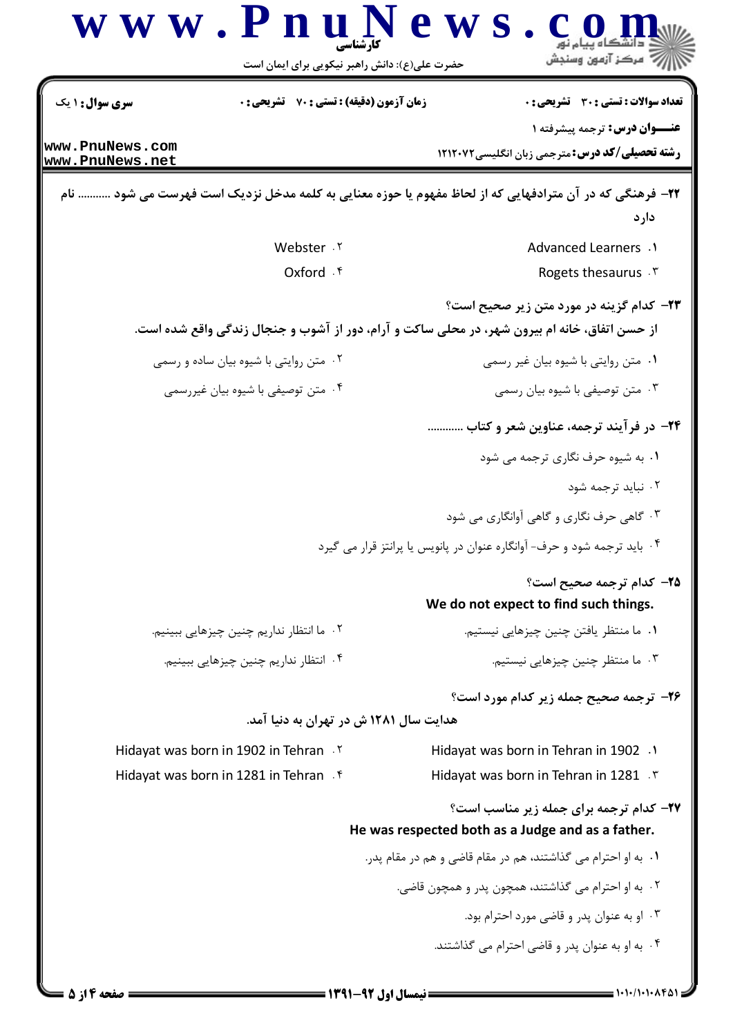**سری سؤال:** ۱ یک | **زمان آزمون (دقیقه) : تستی :** ۷۰ **تشریحی :** ۰ | **تعداد سوالات : تستی :** ۳۰ **تشریحی :** ۰

**عنـــوان درس:** ترجمه پیشرفته ۱

**رشته تحصیلی/کد درس:** مترجمی زبان انگلیسی ۱۲۱۲۰۷۲

www.PnuNews.com
www.PnuNews.net

**۲۲- فرهنگی که در آن مترادفهایی که از لحاظ مفهوم یا حوزه معنایی به کلمه مدخل نزدیک است فهرست می شود ........... نام دارد**

۱. Advanced Learners

۲. Webster

۳. Rogets thesaurus

۴. Oxford

**۲۳- کدام گزینه در مورد متن زیر صحیح است؟**

**از حسن اتفاق، خانه ام بیرون شهر، در محلی ساکت و آرام، دور از آشوب و جنجال زندگی واقع شده است.**

۱. متن روایتی با شیوه بیان غیر رسمی

۲. متن روایتی با شیوه بیان ساده و رسمی

۳. متن توصیفی با شیوه بیان رسمی

۴. متن توصیفی با شیوه بیان غیررسمی

**۲۴- در فرآیند ترجمه، عناوین شعر و کتاب ............**

۱. به شیوه حرف نگاری ترجمه می شود

۲. نباید ترجمه شود

۳. گاهی حرف نگاری و گاهی آوانگاری می شود

۴. باید ترجمه شود و حرف- آوانگاره عنوان در پانویس یا پرانتز قرار می گیرد

**۲۵- کدام ترجمه صحیح است؟**

**We do not expect to find such things.**

۱. ما منتظر یافتن چنین چیزهایی نیستیم.

۲. ما انتظار نداریم چنین چیزهایی ببینیم.

۳. ما منتظر چنین چیزهایی نیستیم.

۴. انتظار نداریم چنین چیزهایی ببینیم.

**۲۶- ترجمه صحیح جمله زیر کدام مورد است؟**

**هدایت سال ۱۲۸۱ ش در تهران به دنیا آمد.**

۱. Hidayat was born in Tehran in 1902

۲. Hidayat was born in 1902 in Tehran

۳. Hidayat was born in Tehran in 1281

۴. Hidayat was born in 1281 in Tehran

**۲۷- کدام ترجمه برای جمله زیر مناسب است؟**

**He was respected both as a Judge and as a father.**

۱. به او احترام می گذاشتند، هم در مقام قاضی و هم در مقام پدر.

۲. به او احترام می گذاشتند، همچون پدر و همچون قاضی.

۳. او به عنوان پدر و قاضی مورد احترام بود.

۴. به او به عنوان پدر و قاضی احترام می گذاشتند.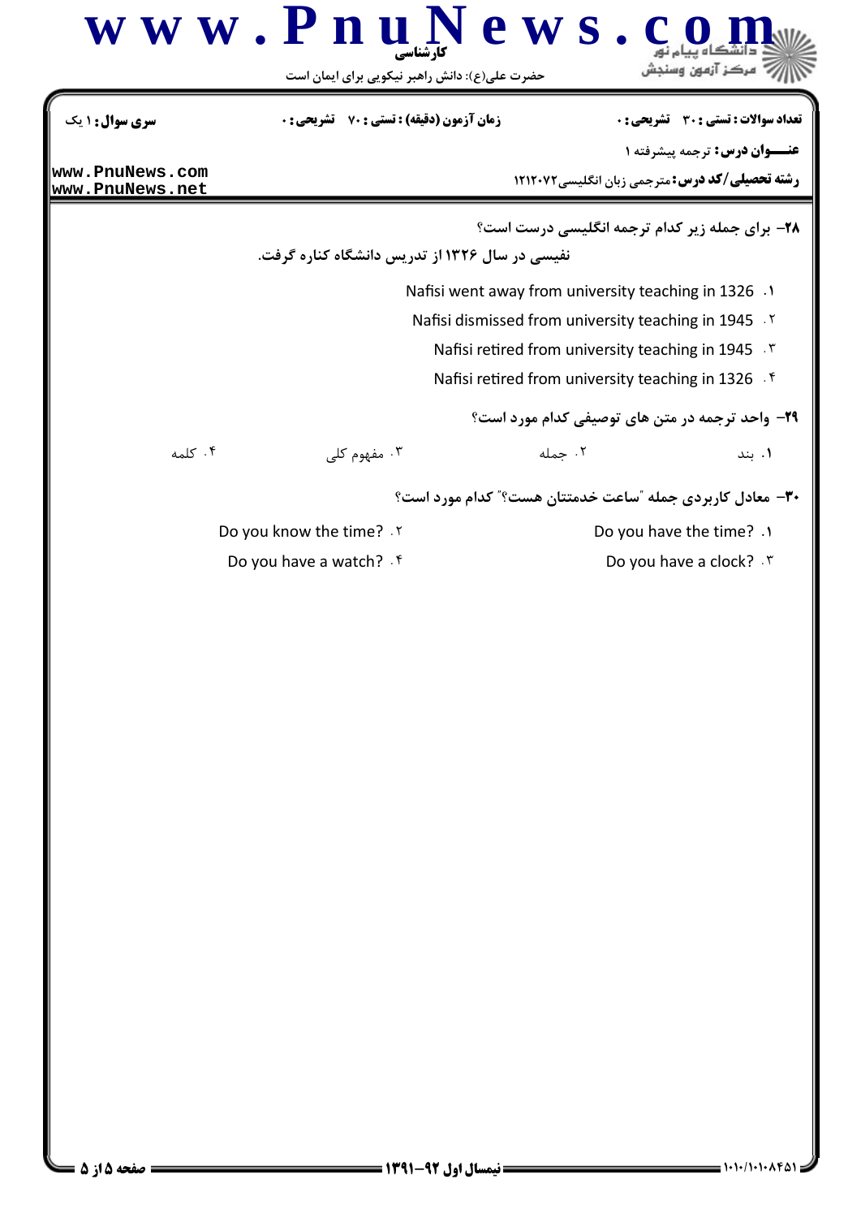**سری سوال:** ۱ یک | **زمان آزمون (دقیقه) : تستی :** ۷۰ **تشریحی :** ۰ | **تعداد سوالات : تستی :** ۳۰ **تشریحی :** ۰

**عنـــوان درس:** ترجمه پیشرفته ۱

**رشته تحصیلی/کد درس:** مترجمی زبان انگلیسی۱۲۱۲۰۷۲

**۲۸- برای جمله زیر کدام ترجمه انگلیسی درست است؟**

**نفیسی در سال ۱۳۲۶ از تدریس دانشگاه کناره گرفت.**

۱. Nafisi went away from university teaching in 1326

۲. Nafisi dismissed from university teaching in 1945

۳. Nafisi retired from university teaching in 1945

۴. Nafisi retired from university teaching in 1326

**۲۹- واحد ترجمه در متن های توصیفی کدام مورد است؟**

۱. بند

۲. جمله

۳. مفهوم کلی

۴. کلمه

**۳۰- معادل کاربردی جمله "ساعت خدمتتان هست؟" کدام مورد است؟**

۱. Do you have the time?

۲. Do you know the time?

۳. Do you have a clock?

۴. Do you have a watch?